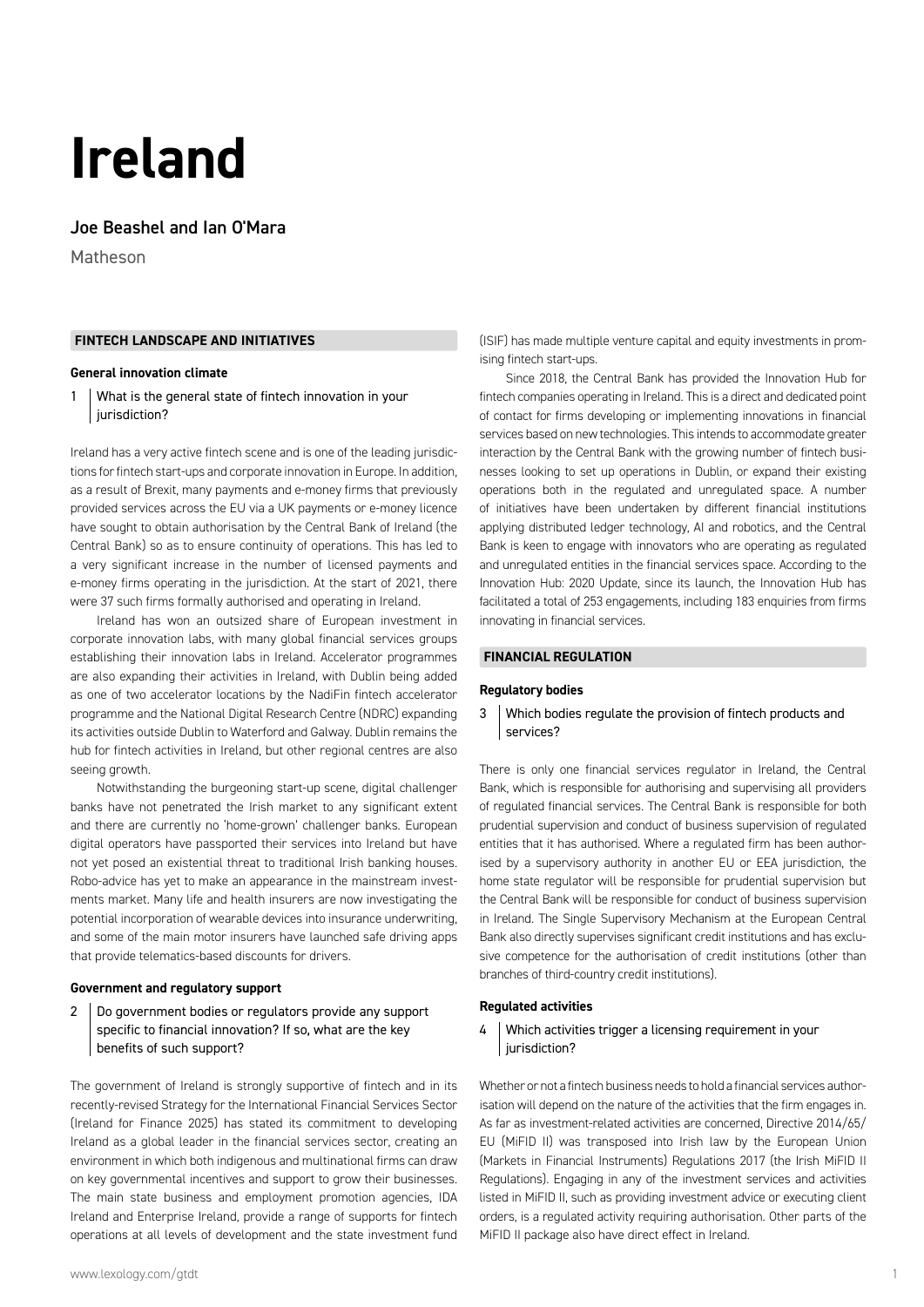# Ireland

## Joe Beashel and Ian O'Mara

Matheson

### FINTECH LANDSCAPE AND INITIATIVES

**General innovation climate**

**1 What is the general state of fintech innovation in your jurisdiction?**

Ireland has a very active fintech scene and is one of the leading jurisdictions for fintech start-ups and corporate innovation in Europe. In addition, as a result of Brexit, many payments and e-money firms that previously provided services across the EU via a UK payments or e-money licence have sought to obtain authorisation by the Central Bank of Ireland (the Central Bank) so as to ensure continuity of operations. This has led to a very significant increase in the number of licensed payments and e-money firms operating in the jurisdiction. At the start of 2021, there were 37 such firms formally authorised and operating in Ireland.

Ireland has won an outsized share of European investment in corporate innovation labs, with many global financial services groups establishing their innovation labs in Ireland. Accelerator programmes are also expanding their activities in Ireland, with Dublin being added as one of two accelerator locations by the NadiFin fintech accelerator programme and the National Digital Research Centre (NDRC) expanding its activities outside Dublin to Waterford and Galway. Dublin remains the hub for fintech activities in Ireland, but other regional centres are also seeing growth.

Notwithstanding the burgeoning start-up scene, digital challenger banks have not penetrated the Irish market to any significant extent and there are currently no 'home-grown' challenger banks. European digital operators have passported their services into Ireland but have not yet posed an existential threat to traditional Irish banking houses. Robo-advice has yet to make an appearance in the mainstream investments market. Many life and health insurers are now investigating the potential incorporation of wearable devices into insurance underwriting, and some of the main motor insurers have launched safe driving apps that provide telematics-based discounts for drivers.

**Government and regulatory support**

**2 Do government bodies or regulators provide any support specific to financial innovation? If so, what are the key benefits of such support?**

The government of Ireland is strongly supportive of fintech and in its recently-revised Strategy for the International Financial Services Sector (Ireland for Finance 2025) has stated its commitment to developing Ireland as a global leader in the financial services sector, creating an environment in which both indigenous and multinational firms can draw on key governmental incentives and support to grow their businesses. The main state business and employment promotion agencies, IDA Ireland and Enterprise Ireland, provide a range of supports for fintech operations at all levels of development and the state investment fund (ISIF) has made multiple venture capital and equity investments in promising fintech start-ups.

Since 2018, the Central Bank has provided the Innovation Hub for fintech companies operating in Ireland. This is a direct and dedicated point of contact for firms developing or implementing innovations in financial services based on new technologies. This intends to accommodate greater interaction by the Central Bank with the growing number of fintech businesses looking to set up operations in Dublin, or expand their existing operations both in the regulated and unregulated space. A number of initiatives have been undertaken by different financial institutions applying distributed ledger technology, AI and robotics, and the Central Bank is keen to engage with innovators who are operating as regulated and unregulated entities in the financial services space. According to the Innovation Hub: 2020 Update, since its launch, the Innovation Hub has facilitated a total of 253 engagements, including 183 enquiries from firms innovating in financial services.

### FINANCIAL REGULATION

**Regulatory bodies**

**3 Which bodies regulate the provision of fintech products and services?**

There is only one financial services regulator in Ireland, the Central Bank, which is responsible for authorising and supervising all providers of regulated financial services. The Central Bank is responsible for both prudential supervision and conduct of business supervision of regulated entities that it has authorised. Where a regulated firm has been authorised by a supervisory authority in another EU or EEA jurisdiction, the home state regulator will be responsible for prudential supervision but the Central Bank will be responsible for conduct of business supervision in Ireland. The Single Supervisory Mechanism at the European Central Bank also directly supervises significant credit institutions and has exclusive competence for the authorisation of credit institutions (other than branches of third-country credit institutions).

**Regulated activities**

**4 Which activities trigger a licensing requirement in your jurisdiction?**

Whether or not a fintech business needs to hold a financial services authorisation will depend on the nature of the activities that the firm engages in. As far as investment-related activities are concerned, Directive 2014/65/EU (MiFID II) was transposed into Irish law by the European Union (Markets in Financial Instruments) Regulations 2017 (the Irish MiFID II Regulations). Engaging in any of the investment services and activities listed in MiFID II, such as providing investment advice or executing client orders, is a regulated activity requiring authorisation. Other parts of the MiFID II package also have direct effect in Ireland.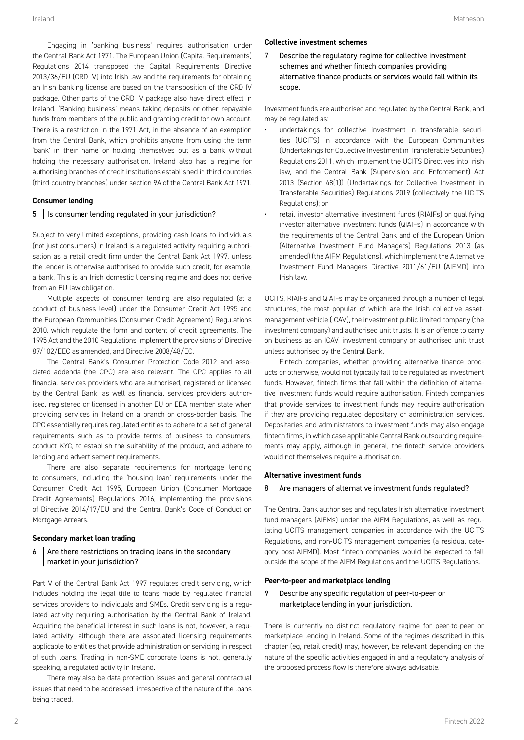Engaging in 'banking business' requires authorisation under the Central Bank Act 1971. The European Union (Capital Requirements) Regulations 2014 transposed the Capital Requirements Directive 2013/36/EU (CRD IV) into Irish law and the requirements for obtaining an Irish banking license are based on the transposition of the CRD IV package. Other parts of the CRD IV package also have direct effect in Ireland. 'Banking business' means taking deposits or other repayable funds from members of the public and granting credit for own account. There is a restriction in the 1971 Act, in the absence of an exemption from the Central Bank, which prohibits anyone from using the term 'bank' in their name or holding themselves out as a bank without holding the necessary authorisation. Ireland also has a regime for authorising branches of credit institutions established in third countries (third-country branches) under section 9A of the Central Bank Act 1971.

### Consumer lending

**5 | Is consumer lending regulated in your jurisdiction?**

Subject to very limited exceptions, providing cash loans to individuals (not just consumers) in Ireland is a regulated activity requiring authorisation as a retail credit firm under the Central Bank Act 1997, unless the lender is otherwise authorised to provide such credit, for example, a bank. This is an Irish domestic licensing regime and does not derive from an EU law obligation.

Multiple aspects of consumer lending are also regulated (at a conduct of business level) under the Consumer Credit Act 1995 and the European Communities (Consumer Credit Agreement) Regulations 2010, which regulate the form and content of credit agreements. The 1995 Act and the 2010 Regulations implement the provisions of Directive 87/102/EEC as amended, and Directive 2008/48/EC.

The Central Bank's Consumer Protection Code 2012 and associated addenda (the CPC) are also relevant. The CPC applies to all financial services providers who are authorised, registered or licensed by the Central Bank, as well as financial services providers authorised, registered or licensed in another EU or EEA member state when providing services in Ireland on a branch or cross-border basis. The CPC essentially requires regulated entities to adhere to a set of general requirements such as to provide terms of business to consumers, conduct KYC, to establish the suitability of the product, and adhere to lending and advertisement requirements.

There are also separate requirements for mortgage lending to consumers, including the 'housing loan' requirements under the Consumer Credit Act 1995, European Union (Consumer Mortgage Credit Agreements) Regulations 2016, implementing the provisions of Directive 2014/17/EU and the Central Bank's Code of Conduct on Mortgage Arrears.

### Secondary market loan trading

**6 | Are there restrictions on trading loans in the secondary market in your jurisdiction?**

Part V of the Central Bank Act 1997 regulates credit servicing, which includes holding the legal title to loans made by regulated financial services providers to individuals and SMEs. Credit servicing is a regulated activity requiring authorisation by the Central Bank of Ireland. Acquiring the beneficial interest in such loans is not, however, a regulated activity, although there are associated licensing requirements applicable to entities that provide administration or servicing in respect of such loans. Trading in non-SME corporate loans is not, generally speaking, a regulated activity in Ireland.

There may also be data protection issues and general contractual issues that need to be addressed, irrespective of the nature of the loans being traded.

### Collective investment schemes

**7 | Describe the regulatory regime for collective investment schemes and whether fintech companies providing alternative finance products or services would fall within its scope.**

Investment funds are authorised and regulated by the Central Bank, and may be regulated as:

- undertakings for collective investment in transferable securities (UCITS) in accordance with the European Communities (Undertakings for Collective Investment in Transferable Securities) Regulations 2011, which implement the UCITS Directives into Irish law, and the Central Bank (Supervision and Enforcement) Act 2013 (Section 48(1)) (Undertakings for Collective Investment in Transferable Securities) Regulations 2019 (collectively the UCITS Regulations); or
- retail investor alternative investment funds (RIAIFs) or qualifying investor alternative investment funds (QIAIFs) in accordance with the requirements of the Central Bank and of the European Union (Alternative Investment Fund Managers) Regulations 2013 (as amended) (the AIFM Regulations), which implement the Alternative Investment Fund Managers Directive 2011/61/EU (AIFMD) into Irish law.

UCITS, RIAIFs and QIAIFs may be organised through a number of legal structures, the most popular of which are the Irish collective asset-management vehicle (ICAV), the investment public limited company (the investment company) and authorised unit trusts. It is an offence to carry on business as an ICAV, investment company or authorised unit trust unless authorised by the Central Bank.

Fintech companies, whether providing alternative finance products or otherwise, would not typically fall to be regulated as investment funds. However, fintech firms that fall within the definition of alternative investment funds would require authorisation. Fintech companies that provide services to investment funds may require authorisation if they are providing regulated depositary or administration services. Depositaries and administrators to investment funds may also engage fintech firms, in which case applicable Central Bank outsourcing requirements may apply, although in general, the fintech service providers would not themselves require authorisation.

### Alternative investment funds

**8 | Are managers of alternative investment funds regulated?**

The Central Bank authorises and regulates Irish alternative investment fund managers (AIFMs) under the AIFM Regulations, as well as regulating UCITS management companies in accordance with the UCITS Regulations, and non-UCITS management companies (a residual category post-AIFMD). Most fintech companies would be expected to fall outside the scope of the AIFM Regulations and the UCITS Regulations.

### Peer-to-peer and marketplace lending

**9 | Describe any specific regulation of peer-to-peer or marketplace lending in your jurisdiction.**

There is currently no distinct regulatory regime for peer-to-peer or marketplace lending in Ireland. Some of the regimes described in this chapter (eg, retail credit) may, however, be relevant depending on the nature of the specific activities engaged in and a regulatory analysis of the proposed process flow is therefore always advisable.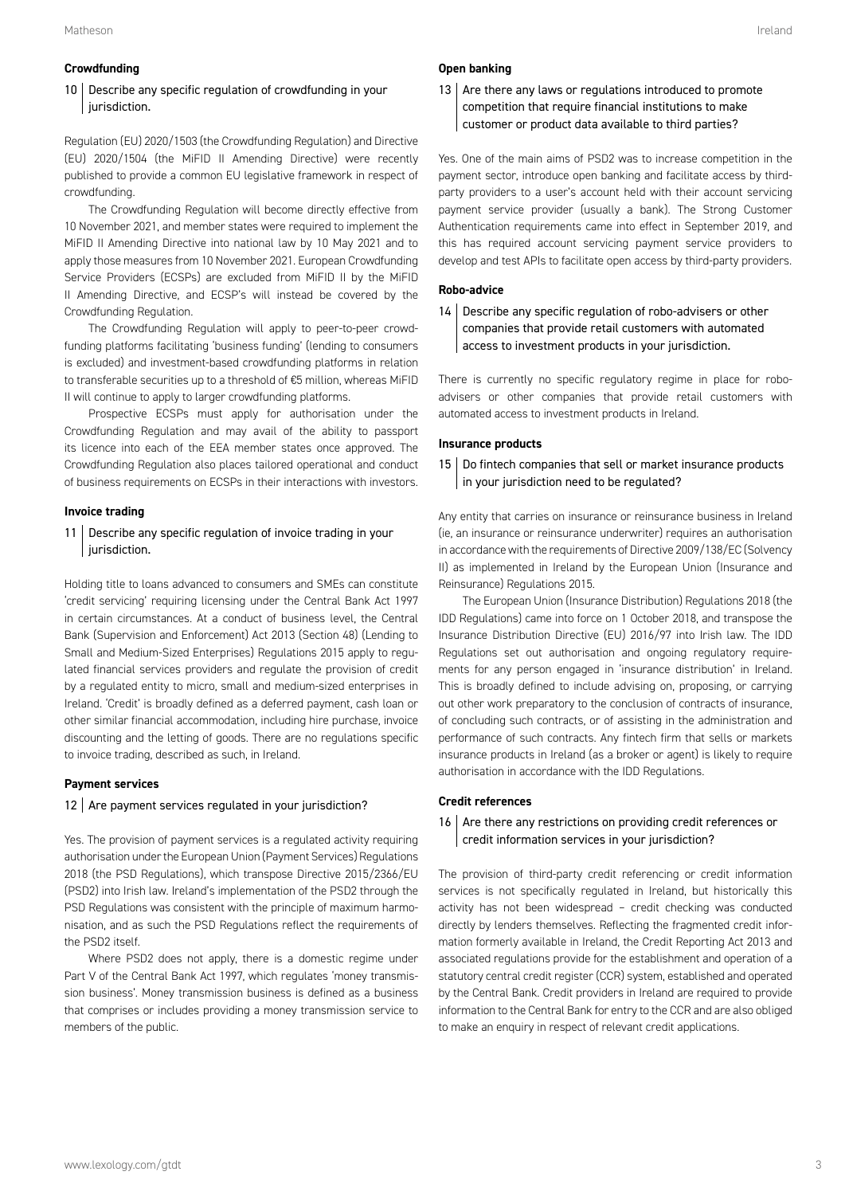## Crowdfunding

**10 | Describe any specific regulation of crowdfunding in your jurisdiction.**

Regulation (EU) 2020/1503 (the Crowdfunding Regulation) and Directive (EU) 2020/1504 (the MiFID II Amending Directive) were recently published to provide a common EU legislative framework in respect of crowdfunding.

The Crowdfunding Regulation will become directly effective from 10 November 2021, and member states were required to implement the MiFID II Amending Directive into national law by 10 May 2021 and to apply those measures from 10 November 2021. European Crowdfunding Service Providers (ECSPs) are excluded from MiFID II by the MiFID II Amending Directive, and ECSP's will instead be covered by the Crowdfunding Regulation.

The Crowdfunding Regulation will apply to peer-to-peer crowdfunding platforms facilitating 'business funding' (lending to consumers is excluded) and investment-based crowdfunding platforms in relation to transferable securities up to a threshold of €5 million, whereas MiFID II will continue to apply to larger crowdfunding platforms.

Prospective ECSPs must apply for authorisation under the Crowdfunding Regulation and may avail of the ability to passport its licence into each of the EEA member states once approved. The Crowdfunding Regulation also places tailored operational and conduct of business requirements on ECSPs in their interactions with investors.

## Invoice trading

**11 | Describe any specific regulation of invoice trading in your jurisdiction.**

Holding title to loans advanced to consumers and SMEs can constitute 'credit servicing' requiring licensing under the Central Bank Act 1997 in certain circumstances. At a conduct of business level, the Central Bank (Supervision and Enforcement) Act 2013 (Section 48) (Lending to Small and Medium-Sized Enterprises) Regulations 2015 apply to regulated financial services providers and regulate the provision of credit by a regulated entity to micro, small and medium-sized enterprises in Ireland. 'Credit' is broadly defined as a deferred payment, cash loan or other similar financial accommodation, including hire purchase, invoice discounting and the letting of goods. There are no regulations specific to invoice trading, described as such, in Ireland.

## Payment services

**12 | Are payment services regulated in your jurisdiction?**

Yes. The provision of payment services is a regulated activity requiring authorisation under the European Union (Payment Services) Regulations 2018 (the PSD Regulations), which transpose Directive 2015/2366/EU (PSD2) into Irish law. Ireland's implementation of the PSD2 through the PSD Regulations was consistent with the principle of maximum harmonisation, and as such the PSD Regulations reflect the requirements of the PSD2 itself.

Where PSD2 does not apply, there is a domestic regime under Part V of the Central Bank Act 1997, which regulates 'money transmission business'. Money transmission business is defined as a business that comprises or includes providing a money transmission service to members of the public.

## Open banking

**13 | Are there any laws or regulations introduced to promote competition that require financial institutions to make customer or product data available to third parties?**

Yes. One of the main aims of PSD2 was to increase competition in the payment sector, introduce open banking and facilitate access by third-party providers to a user's account held with their account servicing payment service provider (usually a bank). The Strong Customer Authentication requirements came into effect in September 2019, and this has required account servicing payment service providers to develop and test APIs to facilitate open access by third-party providers.

## Robo-advice

**14 | Describe any specific regulation of robo-advisers or other companies that provide retail customers with automated access to investment products in your jurisdiction.**

There is currently no specific regulatory regime in place for robo-advisers or other companies that provide retail customers with automated access to investment products in Ireland.

## Insurance products

**15 | Do fintech companies that sell or market insurance products in your jurisdiction need to be regulated?**

Any entity that carries on insurance or reinsurance business in Ireland (ie, an insurance or reinsurance underwriter) requires an authorisation in accordance with the requirements of Directive 2009/138/EC (Solvency II) as implemented in Ireland by the European Union (Insurance and Reinsurance) Regulations 2015.

The European Union (Insurance Distribution) Regulations 2018 (the IDD Regulations) came into force on 1 October 2018, and transpose the Insurance Distribution Directive (EU) 2016/97 into Irish law. The IDD Regulations set out authorisation and ongoing regulatory requirements for any person engaged in 'insurance distribution' in Ireland. This is broadly defined to include advising on, proposing, or carrying out other work preparatory to the conclusion of contracts of insurance, of concluding such contracts, or of assisting in the administration and performance of such contracts. Any fintech firm that sells or markets insurance products in Ireland (as a broker or agent) is likely to require authorisation in accordance with the IDD Regulations.

## Credit references

**16 | Are there any restrictions on providing credit references or credit information services in your jurisdiction?**

The provision of third-party credit referencing or credit information services is not specifically regulated in Ireland, but historically this activity has not been widespread – credit checking was conducted directly by lenders themselves. Reflecting the fragmented credit information formerly available in Ireland, the Credit Reporting Act 2013 and associated regulations provide for the establishment and operation of a statutory central credit register (CCR) system, established and operated by the Central Bank. Credit providers in Ireland are required to provide information to the Central Bank for entry to the CCR and are also obliged to make an enquiry in respect of relevant credit applications.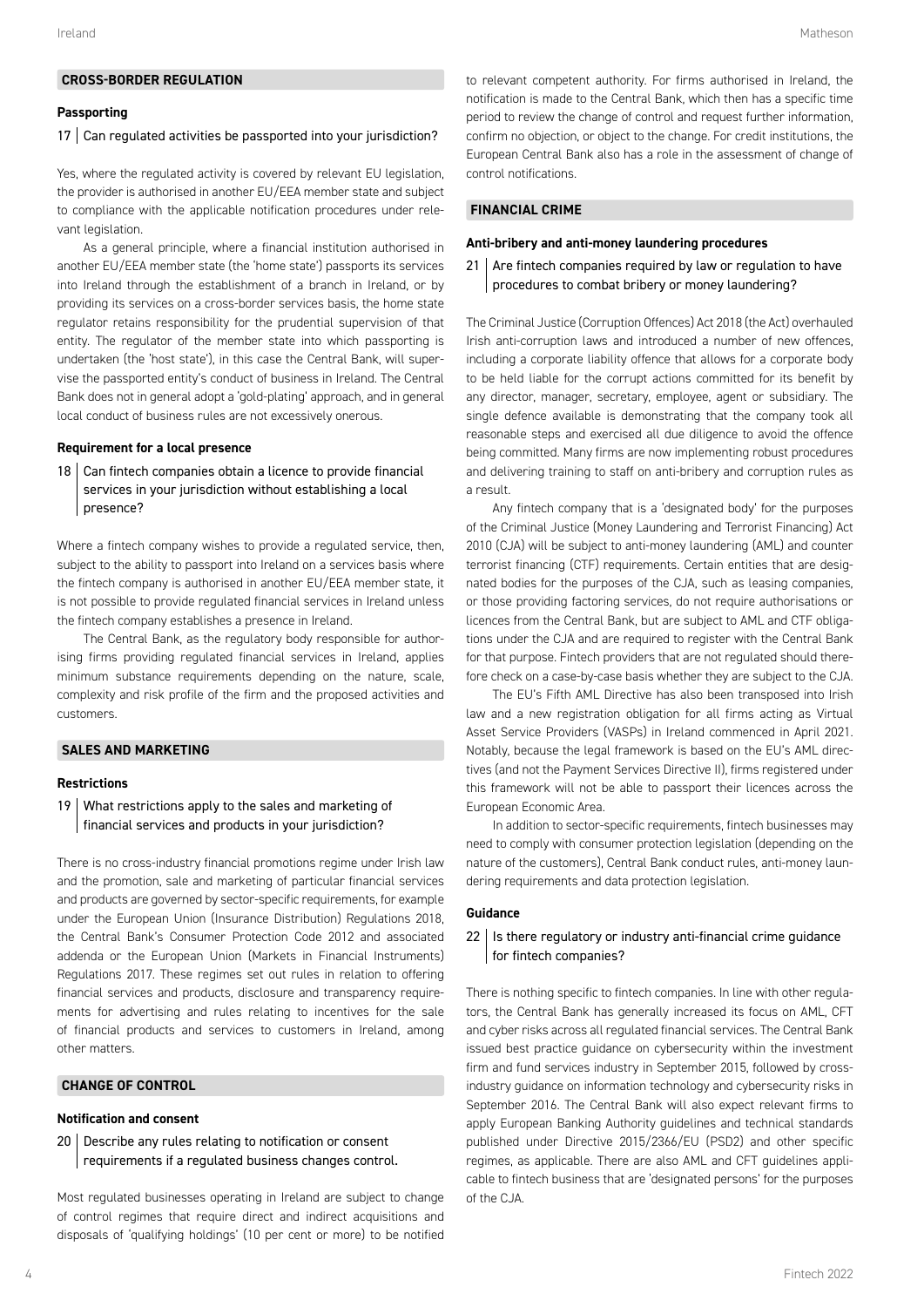## CROSS-BORDER REGULATION

### Passporting

**17 | Can regulated activities be passported into your jurisdiction?**

Yes, where the regulated activity is covered by relevant EU legislation, the provider is authorised in another EU/EEA member state and subject to compliance with the applicable notification procedures under relevant legislation.

As a general principle, where a financial institution authorised in another EU/EEA member state (the 'home state') passports its services into Ireland through the establishment of a branch in Ireland, or by providing its services on a cross-border services basis, the home state regulator retains responsibility for the prudential supervision of that entity. The regulator of the member state into which passporting is undertaken (the 'host state'), in this case the Central Bank, will supervise the passported entity's conduct of business in Ireland. The Central Bank does not in general adopt a 'gold-plating' approach, and in general local conduct of business rules are not excessively onerous.

### Requirement for a local presence

**18 | Can fintech companies obtain a licence to provide financial services in your jurisdiction without establishing a local presence?**

Where a fintech company wishes to provide a regulated service, then, subject to the ability to passport into Ireland on a services basis where the fintech company is authorised in another EU/EEA member state, it is not possible to provide regulated financial services in Ireland unless the fintech company establishes a presence in Ireland.

The Central Bank, as the regulatory body responsible for authorising firms providing regulated financial services in Ireland, applies minimum substance requirements depending on the nature, scale, complexity and risk profile of the firm and the proposed activities and customers.

## SALES AND MARKETING

### Restrictions

**19 | What restrictions apply to the sales and marketing of financial services and products in your jurisdiction?**

There is no cross-industry financial promotions regime under Irish law and the promotion, sale and marketing of particular financial services and products are governed by sector-specific requirements, for example under the European Union (Insurance Distribution) Regulations 2018, the Central Bank's Consumer Protection Code 2012 and associated addenda or the European Union (Markets in Financial Instruments) Regulations 2017. These regimes set out rules in relation to offering financial services and products, disclosure and transparency requirements for advertising and rules relating to incentives for the sale of financial products and services to customers in Ireland, among other matters.

## CHANGE OF CONTROL

### Notification and consent

**20 | Describe any rules relating to notification or consent requirements if a regulated business changes control.**

Most regulated businesses operating in Ireland are subject to change of control regimes that require direct and indirect acquisitions and disposals of 'qualifying holdings' (10 per cent or more) to be notified to relevant competent authority. For firms authorised in Ireland, the notification is made to the Central Bank, which then has a specific time period to review the change of control and request further information, confirm no objection, or object to the change. For credit institutions, the European Central Bank also has a role in the assessment of change of control notifications.

## FINANCIAL CRIME

### Anti-bribery and anti-money laundering procedures

**21 | Are fintech companies required by law or regulation to have procedures to combat bribery or money laundering?**

The Criminal Justice (Corruption Offences) Act 2018 (the Act) overhauled Irish anti-corruption laws and introduced a number of new offences, including a corporate liability offence that allows for a corporate body to be held liable for the corrupt actions committed for its benefit by any director, manager, secretary, employee, agent or subsidiary. The single defence available is demonstrating that the company took all reasonable steps and exercised all due diligence to avoid the offence being committed. Many firms are now implementing robust procedures and delivering training to staff on anti-bribery and corruption rules as a result.

Any fintech company that is a 'designated body' for the purposes of the Criminal Justice (Money Laundering and Terrorist Financing) Act 2010 (CJA) will be subject to anti-money laundering (AML) and counter terrorist financing (CTF) requirements. Certain entities that are designated bodies for the purposes of the CJA, such as leasing companies, or those providing factoring services, do not require authorisations or licences from the Central Bank, but are subject to AML and CTF obligations under the CJA and are required to register with the Central Bank for that purpose. Fintech providers that are not regulated should therefore check on a case-by-case basis whether they are subject to the CJA.

The EU's Fifth AML Directive has also been transposed into Irish law and a new registration obligation for all firms acting as Virtual Asset Service Providers (VASPs) in Ireland commenced in April 2021. Notably, because the legal framework is based on the EU's AML directives (and not the Payment Services Directive II), firms registered under this framework will not be able to passport their licences across the European Economic Area.

In addition to sector-specific requirements, fintech businesses may need to comply with consumer protection legislation (depending on the nature of the customers), Central Bank conduct rules, anti-money laundering requirements and data protection legislation.

### Guidance

**22 | Is there regulatory or industry anti-financial crime guidance for fintech companies?**

There is nothing specific to fintech companies. In line with other regulators, the Central Bank has generally increased its focus on AML, CFT and cyber risks across all regulated financial services. The Central Bank issued best practice guidance on cybersecurity within the investment firm and fund services industry in September 2015, followed by cross-industry guidance on information technology and cybersecurity risks in September 2016. The Central Bank will also expect relevant firms to apply European Banking Authority guidelines and technical standards published under Directive 2015/2366/EU (PSD2) and other specific regimes, as applicable. There are also AML and CFT guidelines applicable to fintech business that are 'designated persons' for the purposes of the CJA.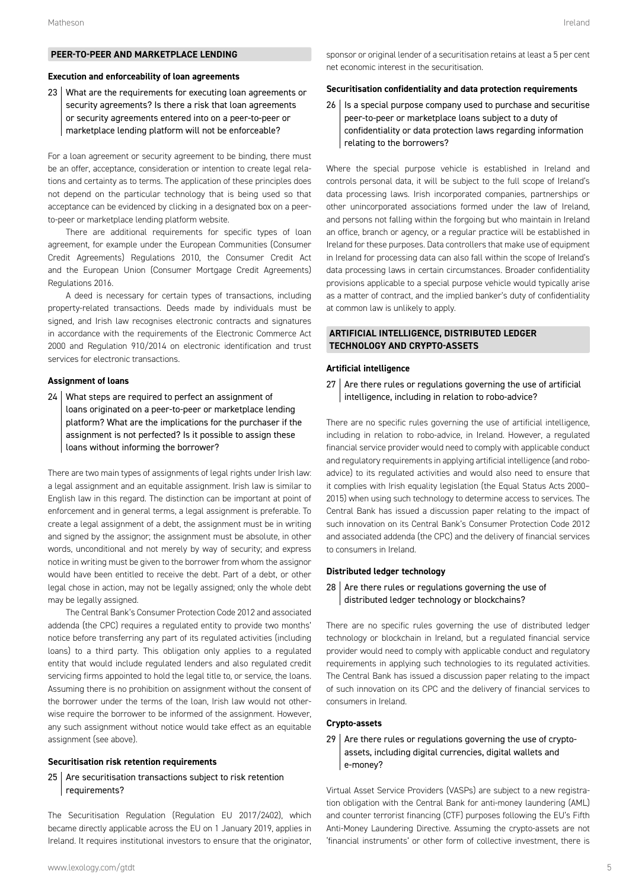## PEER-TO-PEER AND MARKETPLACE LENDING

### Execution and enforceability of loan agreements

**23 What are the requirements for executing loan agreements or security agreements? Is there a risk that loan agreements or security agreements entered into on a peer-to-peer or marketplace lending platform will not be enforceable?**

For a loan agreement or security agreement to be binding, there must be an offer, acceptance, consideration or intention to create legal relations and certainty as to terms. The application of these principles does not depend on the particular technology that is being used so that acceptance can be evidenced by clicking in a designated box on a peer-to-peer or marketplace lending platform website.

There are additional requirements for specific types of loan agreement, for example under the European Communities (Consumer Credit Agreements) Regulations 2010, the Consumer Credit Act and the European Union (Consumer Mortgage Credit Agreements) Regulations 2016.

A deed is necessary for certain types of transactions, including property-related transactions. Deeds made by individuals must be signed, and Irish law recognises electronic contracts and signatures in accordance with the requirements of the Electronic Commerce Act 2000 and Regulation 910/2014 on electronic identification and trust services for electronic transactions.

### Assignment of loans

**24 What steps are required to perfect an assignment of loans originated on a peer-to-peer or marketplace lending platform? What are the implications for the purchaser if the assignment is not perfected? Is it possible to assign these loans without informing the borrower?**

There are two main types of assignments of legal rights under Irish law: a legal assignment and an equitable assignment. Irish law is similar to English law in this regard. The distinction can be important at point of enforcement and in general terms, a legal assignment is preferable. To create a legal assignment of a debt, the assignment must be in writing and signed by the assignor; the assignment must be absolute, in other words, unconditional and not merely by way of security; and express notice in writing must be given to the borrower from whom the assignor would have been entitled to receive the debt. Part of a debt, or other legal chose in action, may not be legally assigned; only the whole debt may be legally assigned.

The Central Bank's Consumer Protection Code 2012 and associated addenda (the CPC) requires a regulated entity to provide two months' notice before transferring any part of its regulated activities (including loans) to a third party. This obligation only applies to a regulated entity that would include regulated lenders and also regulated credit servicing firms appointed to hold the legal title to, or service, the loans. Assuming there is no prohibition on assignment without the consent of the borrower under the terms of the loan, Irish law would not otherwise require the borrower to be informed of the assignment. However, any such assignment without notice would take effect as an equitable assignment (see above).

### Securitisation risk retention requirements

**25 Are securitisation transactions subject to risk retention requirements?**

The Securitisation Regulation (Regulation EU 2017/2402), which became directly applicable across the EU on 1 January 2019, applies in Ireland. It requires institutional investors to ensure that the originator, sponsor or original lender of a securitisation retains at least a 5 per cent net economic interest in the securitisation.

### Securitisation confidentiality and data protection requirements

**26 Is a special purpose company used to purchase and securitise peer-to-peer or marketplace loans subject to a duty of confidentiality or data protection laws regarding information relating to the borrowers?**

Where the special purpose vehicle is established in Ireland and controls personal data, it will be subject to the full scope of Ireland's data processing laws. Irish incorporated companies, partnerships or other unincorporated associations formed under the law of Ireland, and persons not falling within the forgoing but who maintain in Ireland an office, branch or agency, or a regular practice will be established in Ireland for these purposes. Data controllers that make use of equipment in Ireland for processing data can also fall within the scope of Ireland's data processing laws in certain circumstances. Broader confidentiality provisions applicable to a special purpose vehicle would typically arise as a matter of contract, and the implied banker's duty of confidentiality at common law is unlikely to apply.

## ARTIFICIAL INTELLIGENCE, DISTRIBUTED LEDGER TECHNOLOGY AND CRYPTO-ASSETS

### Artificial intelligence

**27 Are there rules or regulations governing the use of artificial intelligence, including in relation to robo-advice?**

There are no specific rules governing the use of artificial intelligence, including in relation to robo-advice, in Ireland. However, a regulated financial service provider would need to comply with applicable conduct and regulatory requirements in applying artificial intelligence (and robo-advice) to its regulated activities and would also need to ensure that it complies with Irish equality legislation (the Equal Status Acts 2000–2015) when using such technology to determine access to services. The Central Bank has issued a discussion paper relating to the impact of such innovation on its Central Bank's Consumer Protection Code 2012 and associated addenda (the CPC) and the delivery of financial services to consumers in Ireland.

### Distributed ledger technology

**28 Are there rules or regulations governing the use of distributed ledger technology or blockchains?**

There are no specific rules governing the use of distributed ledger technology or blockchain in Ireland, but a regulated financial service provider would need to comply with applicable conduct and regulatory requirements in applying such technologies to its regulated activities. The Central Bank has issued a discussion paper relating to the impact of such innovation on its CPC and the delivery of financial services to consumers in Ireland.

### Crypto-assets

**29 Are there rules or regulations governing the use of crypto-assets, including digital currencies, digital wallets and e-money?**

Virtual Asset Service Providers (VASPs) are subject to a new registration obligation with the Central Bank for anti-money laundering (AML) and counter terrorist financing (CTF) purposes following the EU's Fifth Anti-Money Laundering Directive. Assuming the crypto-assets are not 'financial instruments' or other form of collective investment, there is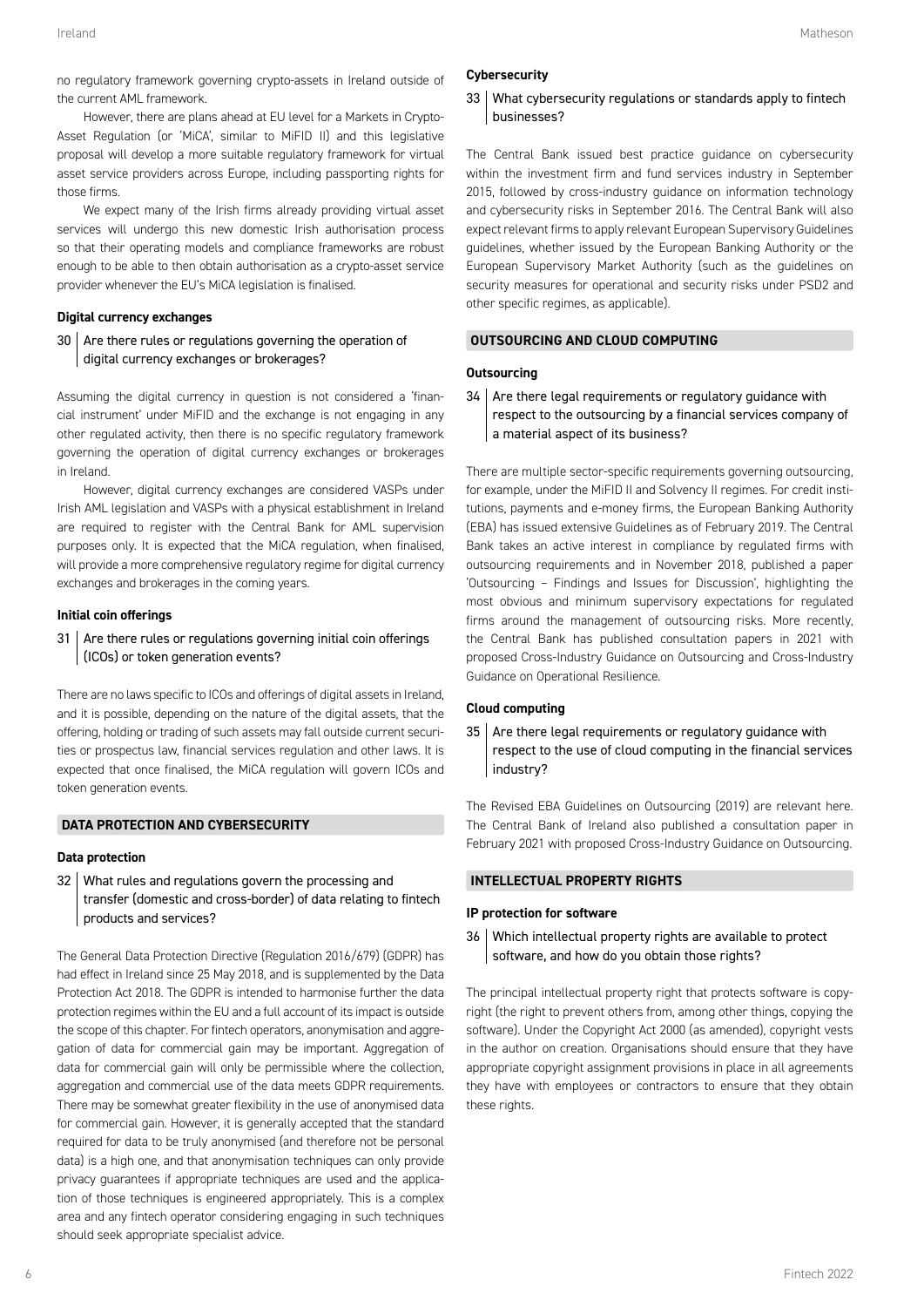no regulatory framework governing crypto-assets in Ireland outside of the current AML framework.

However, there are plans ahead at EU level for a Markets in Crypto-Asset Regulation (or 'MiCA', similar to MiFID II) and this legislative proposal will develop a more suitable regulatory framework for virtual asset service providers across Europe, including passporting rights for those firms.

We expect many of the Irish firms already providing virtual asset services will undergo this new domestic Irish authorisation process so that their operating models and compliance frameworks are robust enough to be able to then obtain authorisation as a crypto-asset service provider whenever the EU's MiCA legislation is finalised.

### Digital currency exchanges

#### 30 Are there rules or regulations governing the operation of digital currency exchanges or brokerages?

Assuming the digital currency in question is not considered a 'financial instrument' under MiFID and the exchange is not engaging in any other regulated activity, then there is no specific regulatory framework governing the operation of digital currency exchanges or brokerages in Ireland.

However, digital currency exchanges are considered VASPs under Irish AML legislation and VASPs with a physical establishment in Ireland are required to register with the Central Bank for AML supervision purposes only. It is expected that the MiCA regulation, when finalised, will provide a more comprehensive regulatory regime for digital currency exchanges and brokerages in the coming years.

### Initial coin offerings

#### 31 Are there rules or regulations governing initial coin offerings (ICOs) or token generation events?

There are no laws specific to ICOs and offerings of digital assets in Ireland, and it is possible, depending on the nature of the digital assets, that the offering, holding or trading of such assets may fall outside current securities or prospectus law, financial services regulation and other laws. It is expected that once finalised, the MiCA regulation will govern ICOs and token generation events.

## DATA PROTECTION AND CYBERSECURITY

### Data protection

#### 32 What rules and regulations govern the processing and transfer (domestic and cross-border) of data relating to fintech products and services?

The General Data Protection Directive (Regulation 2016/679) (GDPR) has had effect in Ireland since 25 May 2018, and is supplemented by the Data Protection Act 2018. The GDPR is intended to harmonise further the data protection regimes within the EU and a full account of its impact is outside the scope of this chapter. For fintech operators, anonymisation and aggregation of data for commercial gain may be important. Aggregation of data for commercial gain will only be permissible where the collection, aggregation and commercial use of the data meets GDPR requirements. There may be somewhat greater flexibility in the use of anonymised data for commercial gain. However, it is generally accepted that the standard required for data to be truly anonymised (and therefore not be personal data) is a high one, and that anonymisation techniques can only provide privacy guarantees if appropriate techniques are used and the application of those techniques is engineered appropriately. This is a complex area and any fintech operator considering engaging in such techniques should seek appropriate specialist advice.

### Cybersecurity

#### 33 What cybersecurity regulations or standards apply to fintech businesses?

The Central Bank issued best practice guidance on cybersecurity within the investment firm and fund services industry in September 2015, followed by cross-industry guidance on information technology and cybersecurity risks in September 2016. The Central Bank will also expect relevant firms to apply relevant European Supervisory Guidelines guidelines, whether issued by the European Banking Authority or the European Supervisory Market Authority (such as the guidelines on security measures for operational and security risks under PSD2 and other specific regimes, as applicable).

## OUTSOURCING AND CLOUD COMPUTING

### Outsourcing

#### 34 Are there legal requirements or regulatory guidance with respect to the outsourcing by a financial services company of a material aspect of its business?

There are multiple sector-specific requirements governing outsourcing, for example, under the MiFID II and Solvency II regimes. For credit institutions, payments and e-money firms, the European Banking Authority (EBA) has issued extensive Guidelines as of February 2019. The Central Bank takes an active interest in compliance by regulated firms with outsourcing requirements and in November 2018, published a paper 'Outsourcing – Findings and Issues for Discussion', highlighting the most obvious and minimum supervisory expectations for regulated firms around the management of outsourcing risks. More recently, the Central Bank has published consultation papers in 2021 with proposed Cross-Industry Guidance on Outsourcing and Cross-Industry Guidance on Operational Resilience.

### Cloud computing

#### 35 Are there legal requirements or regulatory guidance with respect to the use of cloud computing in the financial services industry?

The Revised EBA Guidelines on Outsourcing (2019) are relevant here. The Central Bank of Ireland also published a consultation paper in February 2021 with proposed Cross-Industry Guidance on Outsourcing.

## INTELLECTUAL PROPERTY RIGHTS

### IP protection for software

#### 36 Which intellectual property rights are available to protect software, and how do you obtain those rights?

The principal intellectual property right that protects software is copyright (the right to prevent others from, among other things, copying the software). Under the Copyright Act 2000 (as amended), copyright vests in the author on creation. Organisations should ensure that they have appropriate copyright assignment provisions in place in all agreements they have with employees or contractors to ensure that they obtain these rights.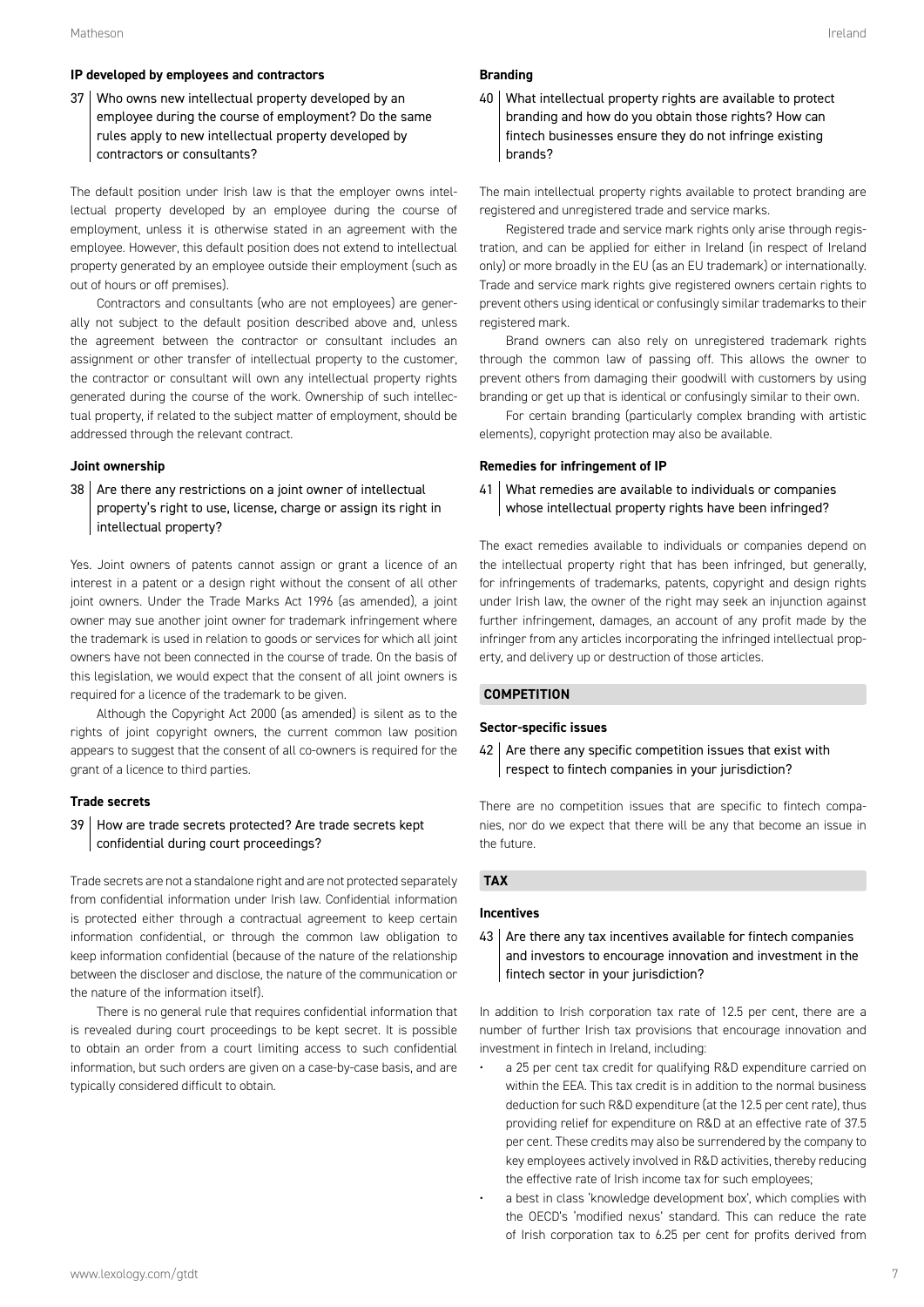### IP developed by employees and contractors

**37 Who owns new intellectual property developed by an employee during the course of employment? Do the same rules apply to new intellectual property developed by contractors or consultants?**

The default position under Irish law is that the employer owns intellectual property developed by an employee during the course of employment, unless it is otherwise stated in an agreement with the employee. However, this default position does not extend to intellectual property generated by an employee outside their employment (such as out of hours or off premises).

Contractors and consultants (who are not employees) are generally not subject to the default position described above and, unless the agreement between the contractor or consultant includes an assignment or other transfer of intellectual property to the customer, the contractor or consultant will own any intellectual property rights generated during the course of the work. Ownership of such intellectual property, if related to the subject matter of employment, should be addressed through the relevant contract.

### Joint ownership

**38 Are there any restrictions on a joint owner of intellectual property's right to use, license, charge or assign its right in intellectual property?**

Yes. Joint owners of patents cannot assign or grant a licence of an interest in a patent or a design right without the consent of all other joint owners. Under the Trade Marks Act 1996 (as amended), a joint owner may sue another joint owner for trademark infringement where the trademark is used in relation to goods or services for which all joint owners have not been connected in the course of trade. On the basis of this legislation, we would expect that the consent of all joint owners is required for a licence of the trademark to be given.

Although the Copyright Act 2000 (as amended) is silent as to the rights of joint copyright owners, the current common law position appears to suggest that the consent of all co-owners is required for the grant of a licence to third parties.

### Trade secrets

**39 How are trade secrets protected? Are trade secrets kept confidential during court proceedings?**

Trade secrets are not a standalone right and are not protected separately from confidential information under Irish law. Confidential information is protected either through a contractual agreement to keep certain information confidential, or through the common law obligation to keep information confidential (because of the nature of the relationship between the discloser and disclose, the nature of the communication or the nature of the information itself).

There is no general rule that requires confidential information that is revealed during court proceedings to be kept secret. It is possible to obtain an order from a court limiting access to such confidential information, but such orders are given on a case-by-case basis, and are typically considered difficult to obtain.

### Branding

**40 What intellectual property rights are available to protect branding and how do you obtain those rights? How can fintech businesses ensure they do not infringe existing brands?**

The main intellectual property rights available to protect branding are registered and unregistered trade and service marks.

Registered trade and service mark rights only arise through registration, and can be applied for either in Ireland (in respect of Ireland only) or more broadly in the EU (as an EU trademark) or internationally. Trade and service mark rights give registered owners certain rights to prevent others using identical or confusingly similar trademarks to their registered mark.

Brand owners can also rely on unregistered trademark rights through the common law of passing off. This allows the owner to prevent others from damaging their goodwill with customers by using branding or get up that is identical or confusingly similar to their own.

For certain branding (particularly complex branding with artistic elements), copyright protection may also be available.

### Remedies for infringement of IP

**41 What remedies are available to individuals or companies whose intellectual property rights have been infringed?**

The exact remedies available to individuals or companies depend on the intellectual property right that has been infringed, but generally, for infringements of trademarks, patents, copyright and design rights under Irish law, the owner of the right may seek an injunction against further infringement, damages, an account of any profit made by the infringer from any articles incorporating the infringed intellectual property, and delivery up or destruction of those articles.

## COMPETITION

### Sector-specific issues

**42 Are there any specific competition issues that exist with respect to fintech companies in your jurisdiction?**

There are no competition issues that are specific to fintech companies, nor do we expect that there will be any that become an issue in the future.

## TAX

### Incentives

**43 Are there any tax incentives available for fintech companies and investors to encourage innovation and investment in the fintech sector in your jurisdiction?**

In addition to Irish corporation tax rate of 12.5 per cent, there are a number of further Irish tax provisions that encourage innovation and investment in fintech in Ireland, including:

- a 25 per cent tax credit for qualifying R&D expenditure carried on within the EEA. This tax credit is in addition to the normal business deduction for such R&D expenditure (at the 12.5 per cent rate), thus providing relief for expenditure on R&D at an effective rate of 37.5 per cent. These credits may also be surrendered by the company to key employees actively involved in R&D activities, thereby reducing the effective rate of Irish income tax for such employees;
- a best in class 'knowledge development box', which complies with the OECD's 'modified nexus' standard. This can reduce the rate of Irish corporation tax to 6.25 per cent for profits derived from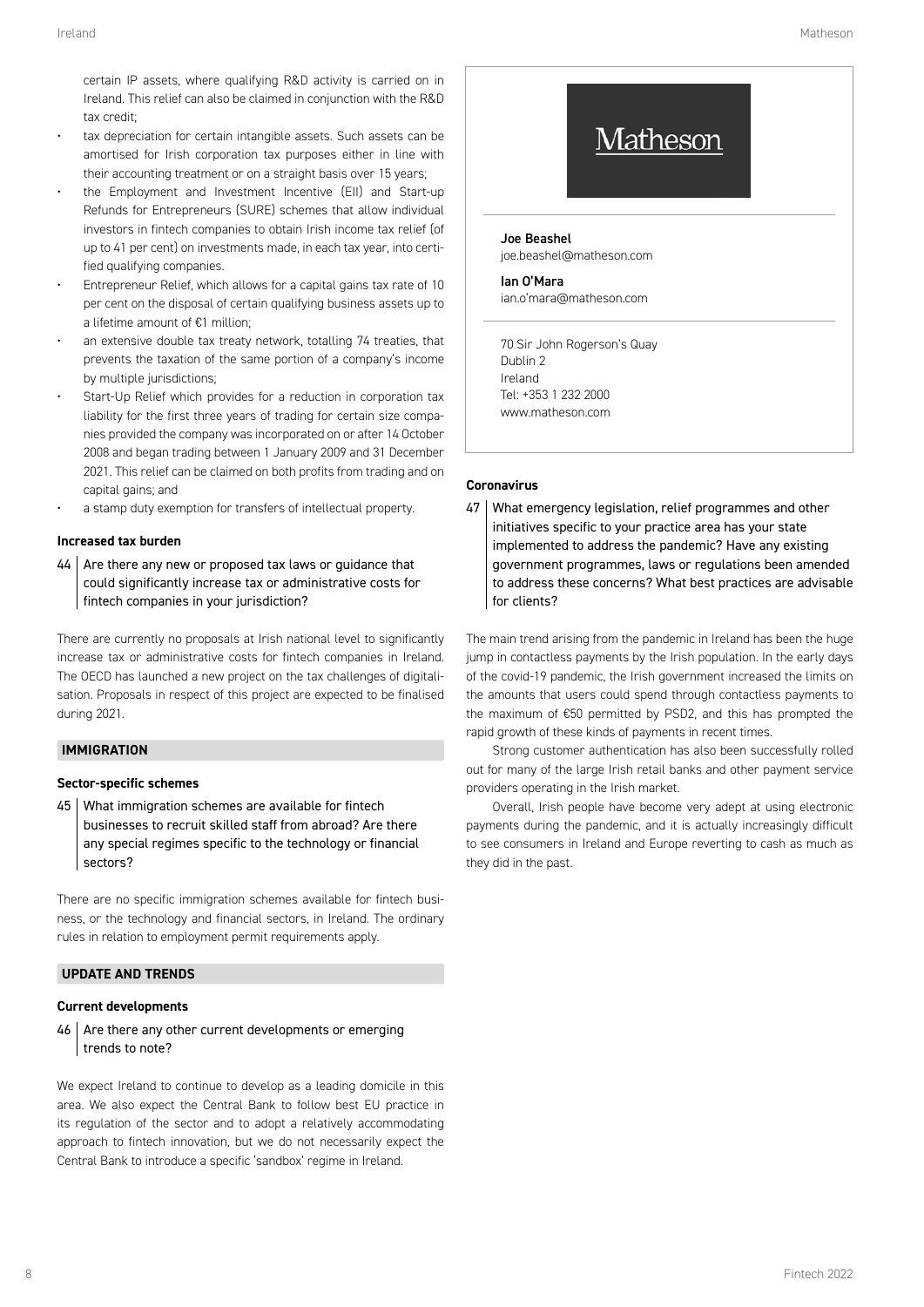certain IP assets, where qualifying R&D activity is carried on in Ireland. This relief can also be claimed in conjunction with the R&D tax credit;

- tax depreciation for certain intangible assets. Such assets can be amortised for Irish corporation tax purposes either in line with their accounting treatment or on a straight basis over 15 years;
- the Employment and Investment Incentive (EII) and Start-up Refunds for Entrepreneurs (SURE) schemes that allow individual investors in fintech companies to obtain Irish income tax relief (of up to 41 per cent) on investments made, in each tax year, into certified qualifying companies.
- Entrepreneur Relief, which allows for a capital gains tax rate of 10 per cent on the disposal of certain qualifying business assets up to a lifetime amount of €1 million;
- an extensive double tax treaty network, totalling 74 treaties, that prevents the taxation of the same portion of a company's income by multiple jurisdictions;
- Start-Up Relief which provides for a reduction in corporation tax liability for the first three years of trading for certain size companies provided the company was incorporated on or after 14 October 2008 and began trading between 1 January 2009 and 31 December 2021. This relief can be claimed on both profits from trading and on capital gains; and
- a stamp duty exemption for transfers of intellectual property.

**Increased tax burden**

44 | Are there any new or proposed tax laws or guidance that could significantly increase tax or administrative costs for fintech companies in your jurisdiction?

There are currently no proposals at Irish national level to significantly increase tax or administrative costs for fintech companies in Ireland. The OECD has launched a new project on the tax challenges of digitalisation. Proposals in respect of this project are expected to be finalised during 2021.

## IMMIGRATION

**Sector-specific schemes**

45 | What immigration schemes are available for fintech businesses to recruit skilled staff from abroad? Are there any special regimes specific to the technology or financial sectors?

There are no specific immigration schemes available for fintech business, or the technology and financial sectors, in Ireland. The ordinary rules in relation to employment permit requirements apply.

## UPDATE AND TRENDS

**Current developments**

46 | Are there any other current developments or emerging trends to note?

We expect Ireland to continue to develop as a leading domicile in this area. We also expect the Central Bank to follow best EU practice in its regulation of the sector and to adopt a relatively accommodating approach to fintech innovation, but we do not necessarily expect the Central Bank to introduce a specific 'sandbox' regime in Ireland.

Matheson

**Joe Beashel**
joe.beashel@matheson.com

**Ian O'Mara**
ian.o'mara@matheson.com

70 Sir John Rogerson's Quay
Dublin 2
Ireland
Tel: +353 1 232 2000
www.matheson.com

**Coronavirus**

47 | What emergency legislation, relief programmes and other initiatives specific to your practice area has your state implemented to address the pandemic? Have any existing government programmes, laws or regulations been amended to address these concerns? What best practices are advisable for clients?

The main trend arising from the pandemic in Ireland has been the huge jump in contactless payments by the Irish population. In the early days of the covid-19 pandemic, the Irish government increased the limits on the amounts that users could spend through contactless payments to the maximum of €50 permitted by PSD2, and this has prompted the rapid growth of these kinds of payments in recent times.

Strong customer authentication has also been successfully rolled out for many of the large Irish retail banks and other payment service providers operating in the Irish market.

Overall, Irish people have become very adept at using electronic payments during the pandemic, and it is actually increasingly difficult to see consumers in Ireland and Europe reverting to cash as much as they did in the past.